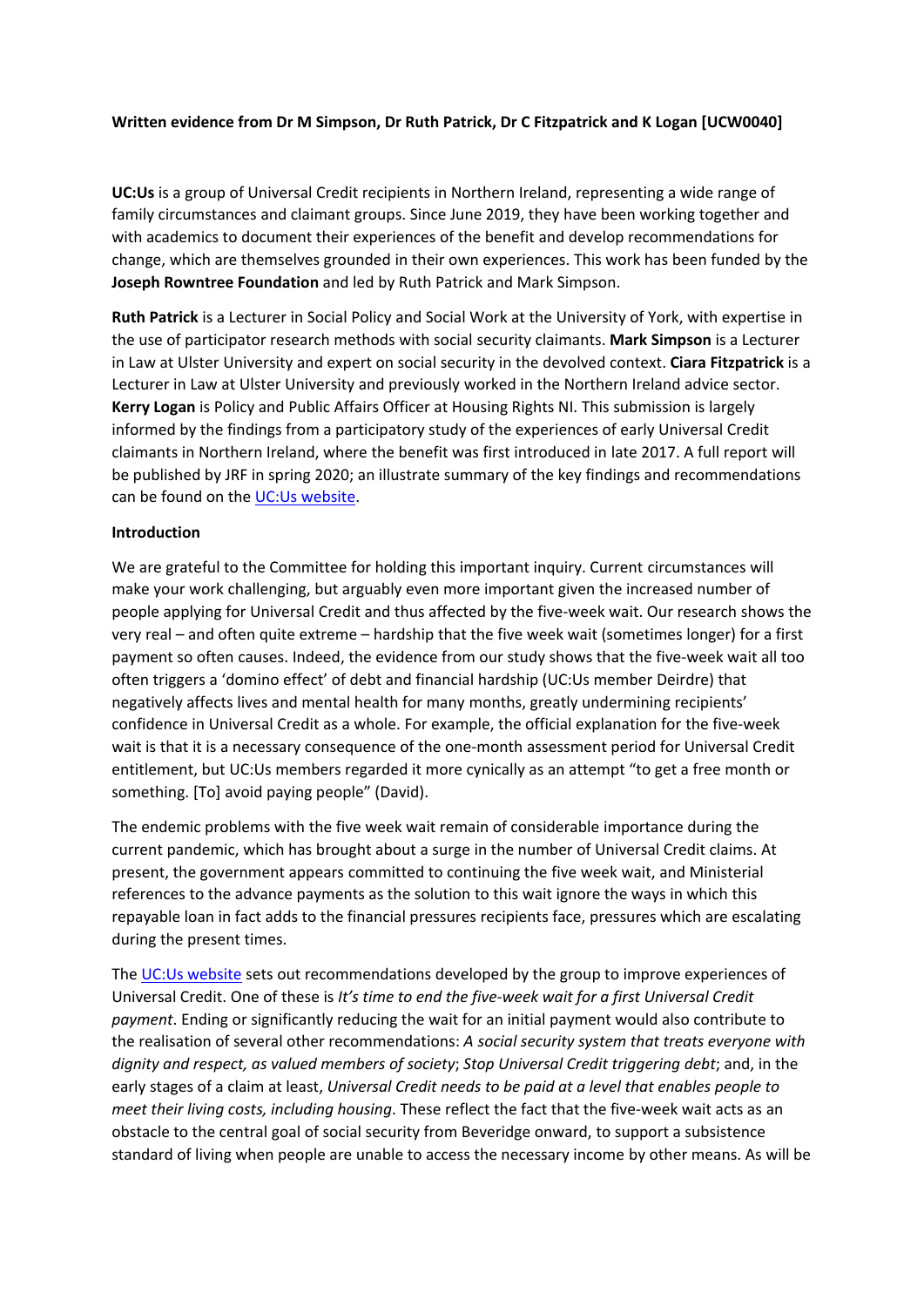**Written evidence from Dr M Simpson, Dr Ruth Patrick, Dr C Fitzpatrick and K Logan [UCW0040]**

**UC:Us** is a group of Universal Credit recipients in Northern Ireland, representing a wide range of family circumstances and claimant groups. Since June 2019, they have been working together and with academics to document their experiences of the benefit and develop recommendations for change, which are themselves grounded in their own experiences. This work has been funded by the **Joseph Rowntree Foundation** and led by Ruth Patrick and Mark Simpson.

**Ruth Patrick** is a Lecturer in Social Policy and Social Work at the University of York, with expertise in the use of participator research methods with social security claimants. **Mark Simpson** is a Lecturer in Law at Ulster University and expert on social security in the devolved context. **Ciara Fitzpatrick** is a Lecturer in Law at Ulster University and previously worked in the Northern Ireland advice sector. **Kerry Logan** is Policy and Public Affairs Officer at Housing Rights NI. This submission is largely informed by the findings from a participatory study of the experiences of early Universal Credit claimants in Northern Ireland, where the benefit was first introduced in late 2017. A full report will be published by JRF in spring 2020; an illustrate summary of the key findings and recommendations can be found on the UC:Us website.

**Introduction**

We are grateful to the Committee for holding this important inquiry. Current circumstances will make your work challenging, but arguably even more important given the increased number of people applying for Universal Credit and thus affected by the five-week wait. Our research shows the very real – and often quite extreme – hardship that the five week wait (sometimes longer) for a first payment so often causes. Indeed, the evidence from our study shows that the five-week wait all too often triggers a 'domino effect' of debt and financial hardship (UC:Us member Deirdre) that negatively affects lives and mental health for many months, greatly undermining recipients' confidence in Universal Credit as a whole. For example, the official explanation for the five-week wait is that it is a necessary consequence of the one-month assessment period for Universal Credit entitlement, but UC:Us members regarded it more cynically as an attempt "to get a free month or something. [To] avoid paying people" (David).

The endemic problems with the five week wait remain of considerable importance during the current pandemic, which has brought about a surge in the number of Universal Credit claims. At present, the government appears committed to continuing the five week wait, and Ministerial references to the advance payments as the solution to this wait ignore the ways in which this repayable loan in fact adds to the financial pressures recipients face, pressures which are escalating during the present times.

The UC:Us website sets out recommendations developed by the group to improve experiences of Universal Credit. One of these is *It's time to end the five-week wait for a first Universal Credit payment*. Ending or significantly reducing the wait for an initial payment would also contribute to the realisation of several other recommendations: *A social security system that treats everyone with dignity and respect, as valued members of society*; *Stop Universal Credit triggering debt*; and, in the early stages of a claim at least, *Universal Credit needs to be paid at a level that enables people to meet their living costs, including housing*. These reflect the fact that the five-week wait acts as an obstacle to the central goal of social security from Beveridge onward, to support a subsistence standard of living when people are unable to access the necessary income by other means. As will be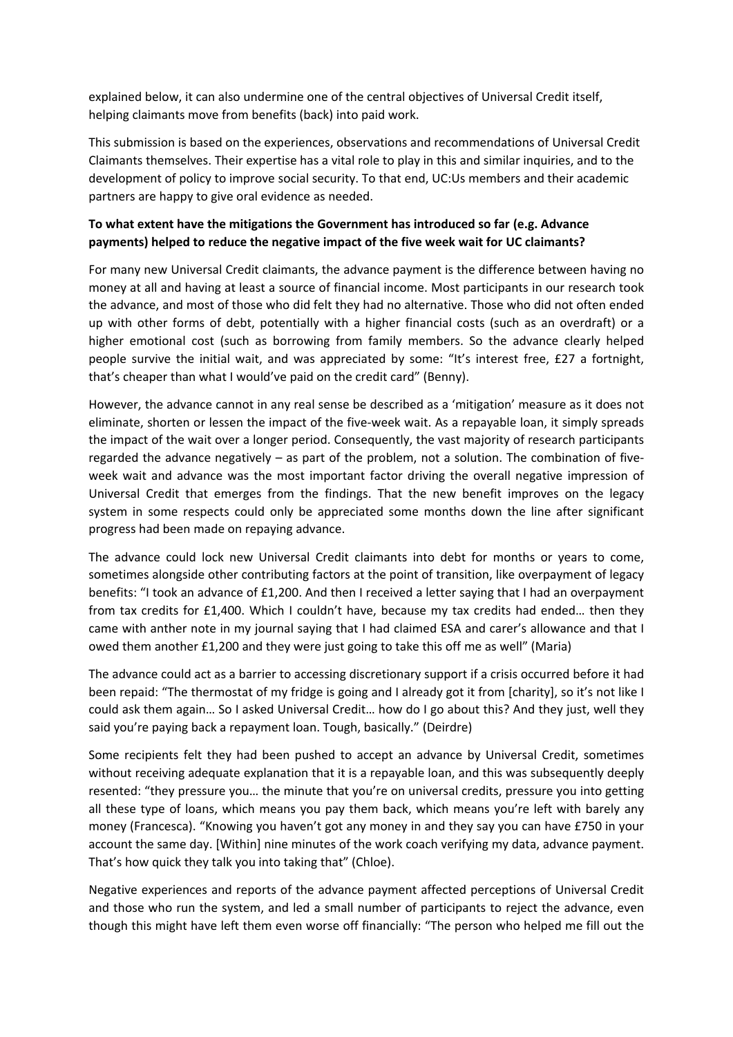explained below, it can also undermine one of the central objectives of Universal Credit itself, helping claimants move from benefits (back) into paid work.

This submission is based on the experiences, observations and recommendations of Universal Credit Claimants themselves. Their expertise has a vital role to play in this and similar inquiries, and to the development of policy to improve social security. To that end, UC:Us members and their academic partners are happy to give oral evidence as needed.

**To what extent have the mitigations the Government has introduced so far (e.g. Advance payments) helped to reduce the negative impact of the five week wait for UC claimants?**

For many new Universal Credit claimants, the advance payment is the difference between having no money at all and having at least a source of financial income. Most participants in our research took the advance, and most of those who did felt they had no alternative. Those who did not often ended up with other forms of debt, potentially with a higher financial costs (such as an overdraft) or a higher emotional cost (such as borrowing from family members. So the advance clearly helped people survive the initial wait, and was appreciated by some: "It's interest free, £27 a fortnight, that's cheaper than what I would've paid on the credit card" (Benny).

However, the advance cannot in any real sense be described as a 'mitigation' measure as it does not eliminate, shorten or lessen the impact of the five-week wait. As a repayable loan, it simply spreads the impact of the wait over a longer period. Consequently, the vast majority of research participants regarded the advance negatively – as part of the problem, not a solution. The combination of five-week wait and advance was the most important factor driving the overall negative impression of Universal Credit that emerges from the findings. That the new benefit improves on the legacy system in some respects could only be appreciated some months down the line after significant progress had been made on repaying advance.

The advance could lock new Universal Credit claimants into debt for months or years to come, sometimes alongside other contributing factors at the point of transition, like overpayment of legacy benefits: "I took an advance of £1,200. And then I received a letter saying that I had an overpayment from tax credits for £1,400. Which I couldn't have, because my tax credits had ended… then they came with anther note in my journal saying that I had claimed ESA and carer's allowance and that I owed them another £1,200 and they were just going to take this off me as well" (Maria)

The advance could act as a barrier to accessing discretionary support if a crisis occurred before it had been repaid: "The thermostat of my fridge is going and I already got it from [charity], so it's not like I could ask them again… So I asked Universal Credit… how do I go about this? And they just, well they said you're paying back a repayment loan. Tough, basically." (Deirdre)

Some recipients felt they had been pushed to accept an advance by Universal Credit, sometimes without receiving adequate explanation that it is a repayable loan, and this was subsequently deeply resented: "they pressure you… the minute that you're on universal credits, pressure you into getting all these type of loans, which means you pay them back, which means you're left with barely any money (Francesca). "Knowing you haven't got any money in and they say you can have £750 in your account the same day. [Within] nine minutes of the work coach verifying my data, advance payment. That's how quick they talk you into taking that" (Chloe).

Negative experiences and reports of the advance payment affected perceptions of Universal Credit and those who run the system, and led a small number of participants to reject the advance, even though this might have left them even worse off financially: "The person who helped me fill out the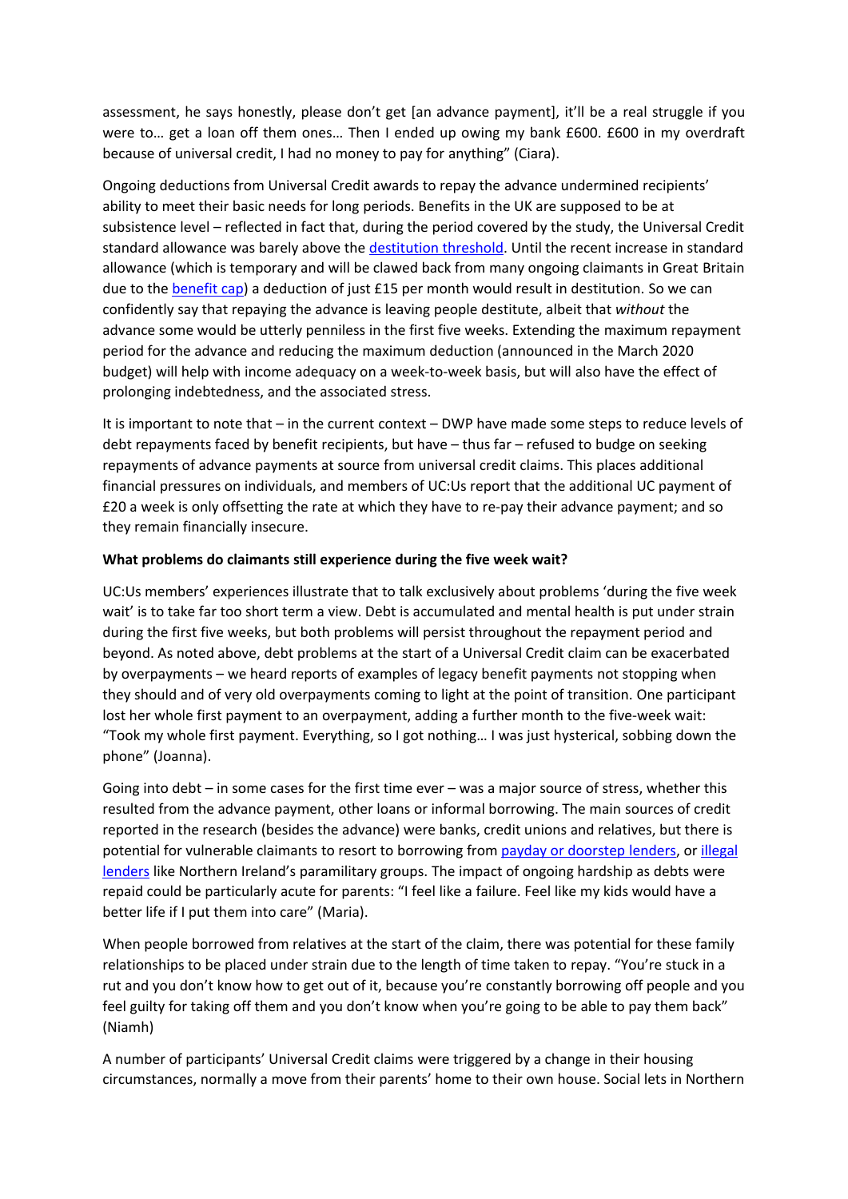assessment, he says honestly, please don't get [an advance payment], it'll be a real struggle if you were to… get a loan off them ones… Then I ended up owing my bank £600. £600 in my overdraft because of universal credit, I had no money to pay for anything" (Ciara).

Ongoing deductions from Universal Credit awards to repay the advance undermined recipients' ability to meet their basic needs for long periods. Benefits in the UK are supposed to be at subsistence level – reflected in fact that, during the period covered by the study, the Universal Credit standard allowance was barely above the destitution threshold. Until the recent increase in standard allowance (which is temporary and will be clawed back from many ongoing claimants in Great Britain due to the benefit cap) a deduction of just £15 per month would result in destitution. So we can confidently say that repaying the advance is leaving people destitute, albeit that *without* the advance some would be utterly penniless in the first five weeks. Extending the maximum repayment period for the advance and reducing the maximum deduction (announced in the March 2020 budget) will help with income adequacy on a week-to-week basis, but will also have the effect of prolonging indebtedness, and the associated stress.

It is important to note that – in the current context – DWP have made some steps to reduce levels of debt repayments faced by benefit recipients, but have – thus far – refused to budge on seeking repayments of advance payments at source from universal credit claims. This places additional financial pressures on individuals, and members of UC:Us report that the additional UC payment of £20 a week is only offsetting the rate at which they have to re-pay their advance payment; and so they remain financially insecure.

**What problems do claimants still experience during the five week wait?**

UC:Us members' experiences illustrate that to talk exclusively about problems 'during the five week wait' is to take far too short term a view. Debt is accumulated and mental health is put under strain during the first five weeks, but both problems will persist throughout the repayment period and beyond. As noted above, debt problems at the start of a Universal Credit claim can be exacerbated by overpayments – we heard reports of examples of legacy benefit payments not stopping when they should and of very old overpayments coming to light at the point of transition. One participant lost her whole first payment to an overpayment, adding a further month to the five-week wait: "Took my whole first payment. Everything, so I got nothing… I was just hysterical, sobbing down the phone" (Joanna).

Going into debt – in some cases for the first time ever – was a major source of stress, whether this resulted from the advance payment, other loans or informal borrowing. The main sources of credit reported in the research (besides the advance) were banks, credit unions and relatives, but there is potential for vulnerable claimants to resort to borrowing from payday or doorstep lenders, or illegal lenders like Northern Ireland's paramilitary groups. The impact of ongoing hardship as debts were repaid could be particularly acute for parents: "I feel like a failure. Feel like my kids would have a better life if I put them into care" (Maria).

When people borrowed from relatives at the start of the claim, there was potential for these family relationships to be placed under strain due to the length of time taken to repay. "You're stuck in a rut and you don't know how to get out of it, because you're constantly borrowing off people and you feel guilty for taking off them and you don't know when you're going to be able to pay them back" (Niamh)

A number of participants' Universal Credit claims were triggered by a change in their housing circumstances, normally a move from their parents' home to their own house. Social lets in Northern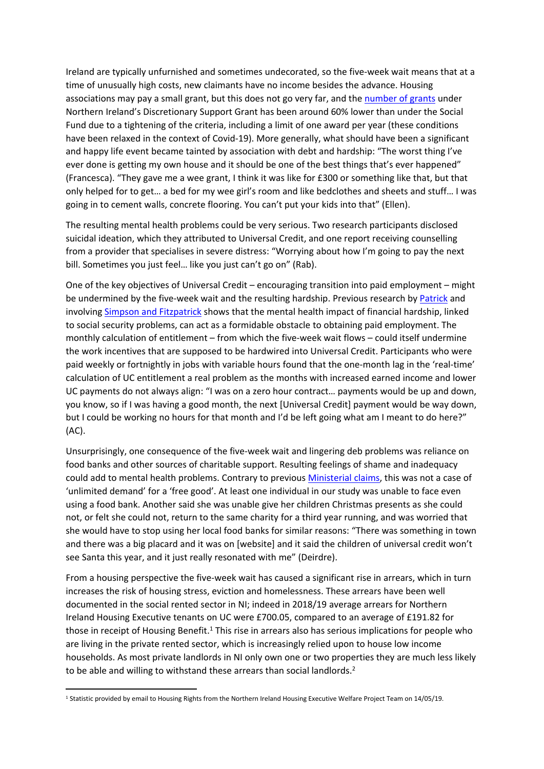Ireland are typically unfurnished and sometimes undecorated, so the five-week wait means that at a time of unusually high costs, new claimants have no income besides the advance. Housing associations may pay a small grant, but this does not go very far, and the number of grants under Northern Ireland's Discretionary Support Grant has been around 60% lower than under the Social Fund due to a tightening of the criteria, including a limit of one award per year (these conditions have been relaxed in the context of Covid-19). More generally, what should have been a significant and happy life event became tainted by association with debt and hardship: "The worst thing I've ever done is getting my own house and it should be one of the best things that's ever happened" (Francesca). "They gave me a wee grant, I think it was like for £300 or something like that, but that only helped for to get… a bed for my wee girl's room and like bedclothes and sheets and stuff… I was going in to cement walls, concrete flooring. You can't put your kids into that" (Ellen).

The resulting mental health problems could be very serious. Two research participants disclosed suicidal ideation, which they attributed to Universal Credit, and one report receiving counselling from a provider that specialises in severe distress: "Worrying about how I'm going to pay the next bill. Sometimes you just feel… like you just can't go on" (Rab).

One of the key objectives of Universal Credit – encouraging transition into paid employment – might be undermined by the five-week wait and the resulting hardship. Previous research by Patrick and involving Simpson and Fitzpatrick shows that the mental health impact of financial hardship, linked to social security problems, can act as a formidable obstacle to obtaining paid employment. The monthly calculation of entitlement – from which the five-week wait flows – could itself undermine the work incentives that are supposed to be hardwired into Universal Credit. Participants who were paid weekly or fortnightly in jobs with variable hours found that the one-month lag in the 'real-time' calculation of UC entitlement a real problem as the months with increased earned income and lower UC payments do not always align: "I was on a zero hour contract… payments would be up and down, you know, so if I was having a good month, the next [Universal Credit] payment would be way down, but I could be working no hours for that month and I'd be left going what am I meant to do here?" (AC).

Unsurprisingly, one consequence of the five-week wait and lingering deb problems was reliance on food banks and other sources of charitable support. Resulting feelings of shame and inadequacy could add to mental health problems. Contrary to previous Ministerial claims, this was not a case of 'unlimited demand' for a 'free good'. At least one individual in our study was unable to face even using a food bank. Another said she was unable give her children Christmas presents as she could not, or felt she could not, return to the same charity for a third year running, and was worried that she would have to stop using her local food banks for similar reasons: "There was something in town and there was a big placard and it was on [website] and it said the children of universal credit won't see Santa this year, and it just really resonated with me" (Deirdre).

From a housing perspective the five-week wait has caused a significant rise in arrears, which in turn increases the risk of housing stress, eviction and homelessness. These arrears have been well documented in the social rented sector in NI; indeed in 2018/19 average arrears for Northern Ireland Housing Executive tenants on UC were £700.05, compared to an average of £191.82 for those in receipt of Housing Benefit.[1] This rise in arrears also has serious implications for people who are living in the private rented sector, which is increasingly relied upon to house low income households. As most private landlords in NI only own one or two properties they are much less likely to be able and willing to withstand these arrears than social landlords.[2]

---

[1] Statistic provided by email to Housing Rights from the Northern Ireland Housing Executive Welfare Project Team on 14/05/19.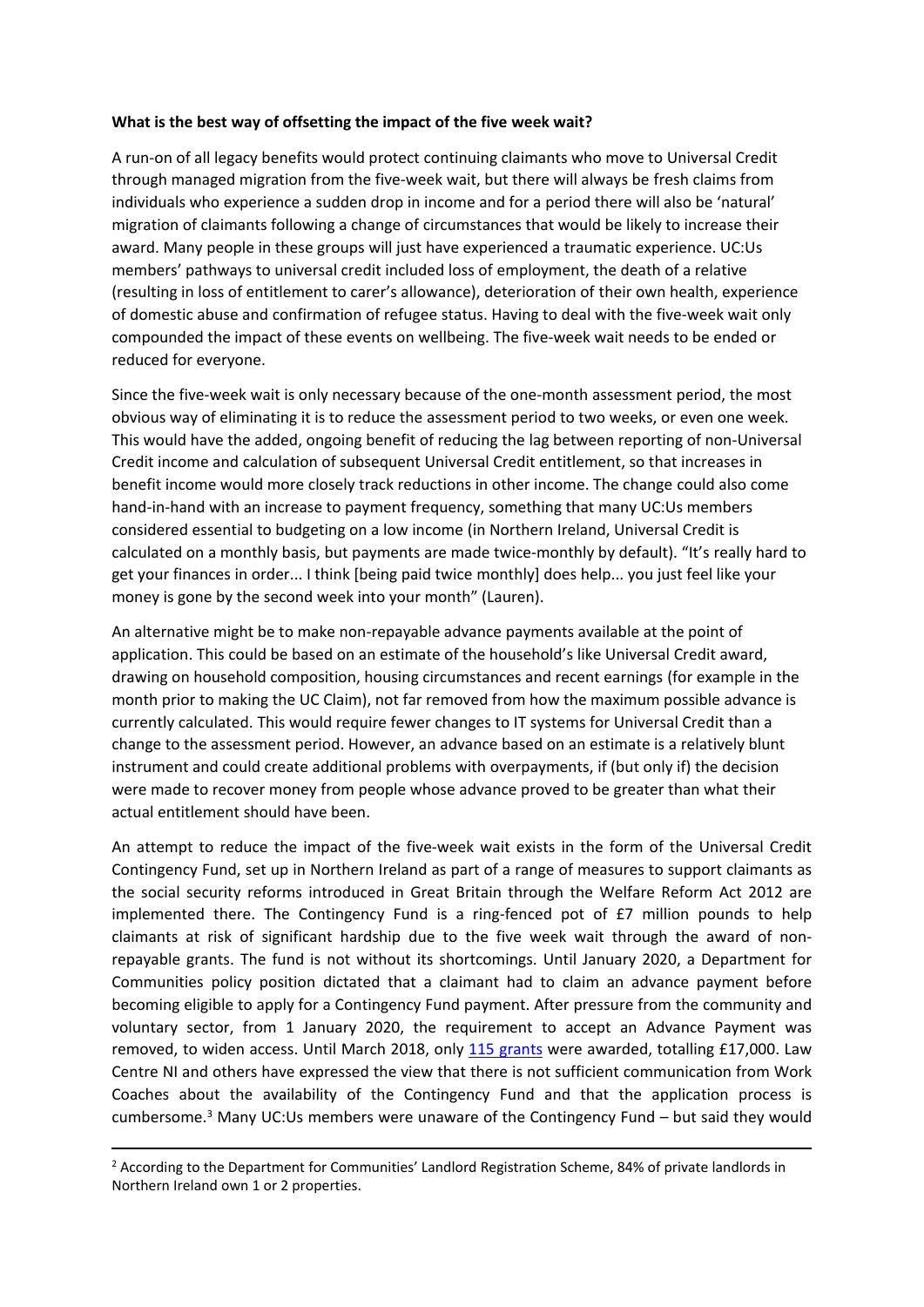**What is the best way of offsetting the impact of the five week wait?**

A run-on of all legacy benefits would protect continuing claimants who move to Universal Credit through managed migration from the five-week wait, but there will always be fresh claims from individuals who experience a sudden drop in income and for a period there will also be 'natural' migration of claimants following a change of circumstances that would be likely to increase their award. Many people in these groups will just have experienced a traumatic experience. UC:Us members' pathways to universal credit included loss of employment, the death of a relative (resulting in loss of entitlement to carer's allowance), deterioration of their own health, experience of domestic abuse and confirmation of refugee status. Having to deal with the five-week wait only compounded the impact of these events on wellbeing. The five-week wait needs to be ended or reduced for everyone.

Since the five-week wait is only necessary because of the one-month assessment period, the most obvious way of eliminating it is to reduce the assessment period to two weeks, or even one week. This would have the added, ongoing benefit of reducing the lag between reporting of non-Universal Credit income and calculation of subsequent Universal Credit entitlement, so that increases in benefit income would more closely track reductions in other income. The change could also come hand-in-hand with an increase to payment frequency, something that many UC:Us members considered essential to budgeting on a low income (in Northern Ireland, Universal Credit is calculated on a monthly basis, but payments are made twice-monthly by default). "It's really hard to get your finances in order... I think [being paid twice monthly] does help... you just feel like your money is gone by the second week into your month" (Lauren).

An alternative might be to make non-repayable advance payments available at the point of application. This could be based on an estimate of the household's like Universal Credit award, drawing on household composition, housing circumstances and recent earnings (for example in the month prior to making the UC Claim), not far removed from how the maximum possible advance is currently calculated. This would require fewer changes to IT systems for Universal Credit than a change to the assessment period. However, an advance based on an estimate is a relatively blunt instrument and could create additional problems with overpayments, if (but only if) the decision were made to recover money from people whose advance proved to be greater than what their actual entitlement should have been.

An attempt to reduce the impact of the five-week wait exists in the form of the Universal Credit Contingency Fund, set up in Northern Ireland as part of a range of measures to support claimants as the social security reforms introduced in Great Britain through the Welfare Reform Act 2012 are implemented there. The Contingency Fund is a ring-fenced pot of £7 million pounds to help claimants at risk of significant hardship due to the five week wait through the award of non-repayable grants. The fund is not without its shortcomings. Until January 2020, a Department for Communities policy position dictated that a claimant had to claim an advance payment before becoming eligible to apply for a Contingency Fund payment. After pressure from the community and voluntary sector, from 1 January 2020, the requirement to accept an Advance Payment was removed, to widen access. Until March 2018, only 115 grants were awarded, totalling £17,000. Law Centre NI and others have expressed the view that there is not sufficient communication from Work Coaches about the availability of the Contingency Fund and that the application process is cumbersome.[3] Many UC:Us members were unaware of the Contingency Fund – but said they would

[2] According to the Department for Communities' Landlord Registration Scheme, 84% of private landlords in Northern Ireland own 1 or 2 properties.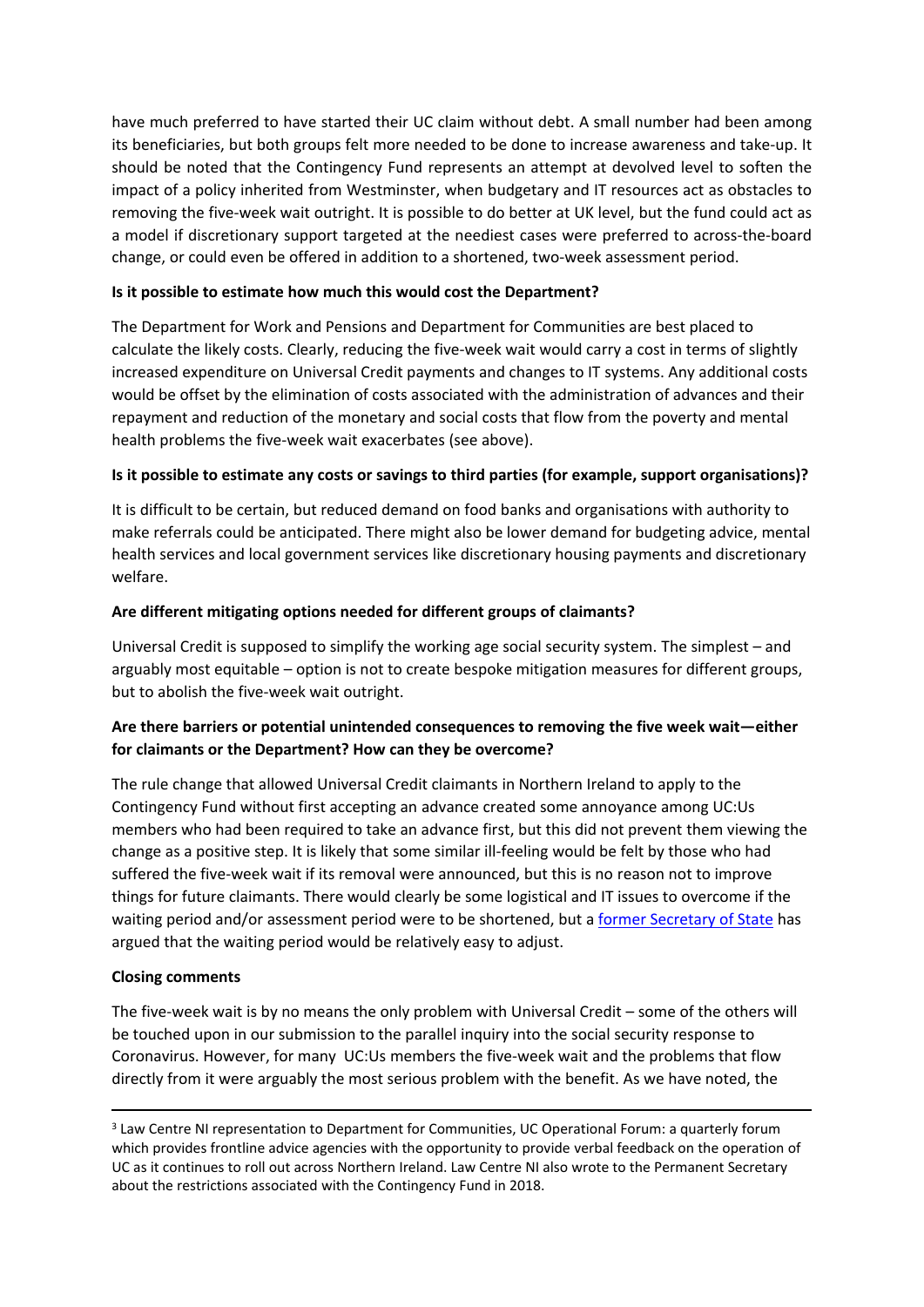have much preferred to have started their UC claim without debt. A small number had been among its beneficiaries, but both groups felt more needed to be done to increase awareness and take-up. It should be noted that the Contingency Fund represents an attempt at devolved level to soften the impact of a policy inherited from Westminster, when budgetary and IT resources act as obstacles to removing the five-week wait outright. It is possible to do better at UK level, but the fund could act as a model if discretionary support targeted at the neediest cases were preferred to across-the-board change, or could even be offered in addition to a shortened, two-week assessment period.

**Is it possible to estimate how much this would cost the Department?**

The Department for Work and Pensions and Department for Communities are best placed to calculate the likely costs. Clearly, reducing the five-week wait would carry a cost in terms of slightly increased expenditure on Universal Credit payments and changes to IT systems. Any additional costs would be offset by the elimination of costs associated with the administration of advances and their repayment and reduction of the monetary and social costs that flow from the poverty and mental health problems the five-week wait exacerbates (see above).

**Is it possible to estimate any costs or savings to third parties (for example, support organisations)?**

It is difficult to be certain, but reduced demand on food banks and organisations with authority to make referrals could be anticipated. There might also be lower demand for budgeting advice, mental health services and local government services like discretionary housing payments and discretionary welfare.

**Are different mitigating options needed for different groups of claimants?**

Universal Credit is supposed to simplify the working age social security system. The simplest – and arguably most equitable – option is not to create bespoke mitigation measures for different groups, but to abolish the five-week wait outright.

**Are there barriers or potential unintended consequences to removing the five week wait—either for claimants or the Department? How can they be overcome?**

The rule change that allowed Universal Credit claimants in Northern Ireland to apply to the Contingency Fund without first accepting an advance created some annoyance among UC:Us members who had been required to take an advance first, but this did not prevent them viewing the change as a positive step. It is likely that some similar ill-feeling would be felt by those who had suffered the five-week wait if its removal were announced, but this is no reason not to improve things for future claimants. There would clearly be some logistical and IT issues to overcome if the waiting period and/or assessment period were to be shortened, but a former Secretary of State has argued that the waiting period would be relatively easy to adjust.

**Closing comments**

The five-week wait is by no means the only problem with Universal Credit – some of the others will be touched upon in our submission to the parallel inquiry into the social security response to Coronavirus. However, for many UC:Us members the five-week wait and the problems that flow directly from it were arguably the most serious problem with the benefit. As we have noted, the

---

[3] Law Centre NI representation to Department for Communities, UC Operational Forum: a quarterly forum which provides frontline advice agencies with the opportunity to provide verbal feedback on the operation of UC as it continues to roll out across Northern Ireland. Law Centre NI also wrote to the Permanent Secretary about the restrictions associated with the Contingency Fund in 2018.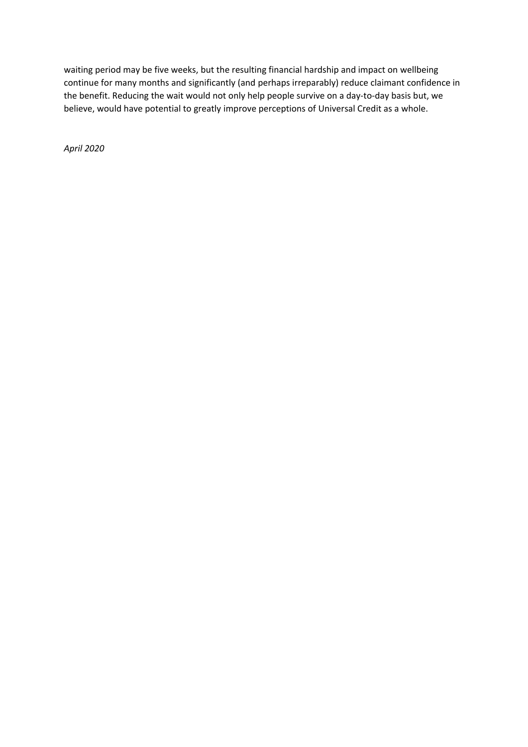waiting period may be five weeks, but the resulting financial hardship and impact on wellbeing continue for many months and significantly (and perhaps irreparably) reduce claimant confidence in the benefit. Reducing the wait would not only help people survive on a day-to-day basis but, we believe, would have potential to greatly improve perceptions of Universal Credit as a whole.

*April 2020*